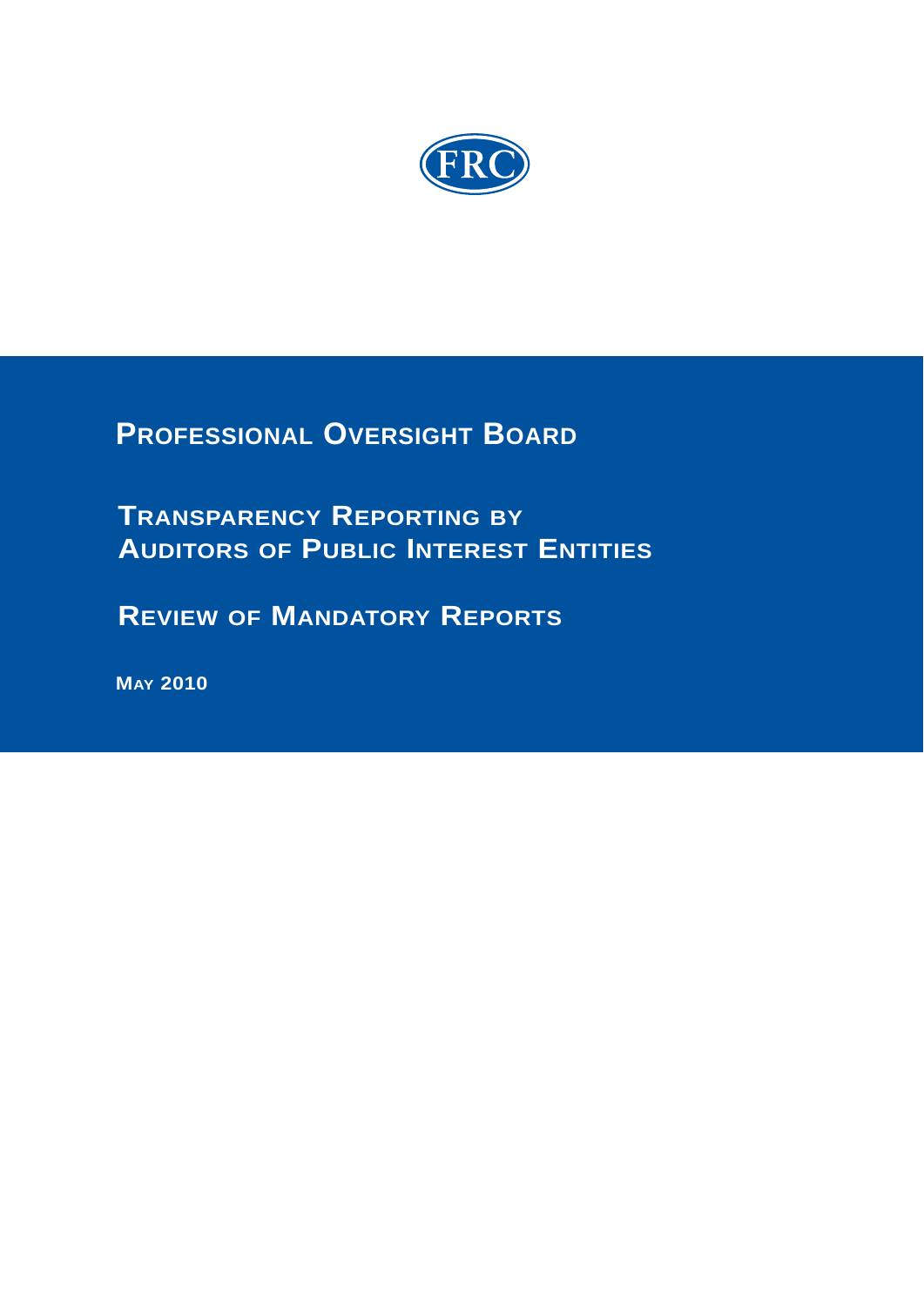FRC

# Professional Oversight Board

## Transparency Reporting by Auditors of Public Interest Entities

## Review of Mandatory Reports

May 2010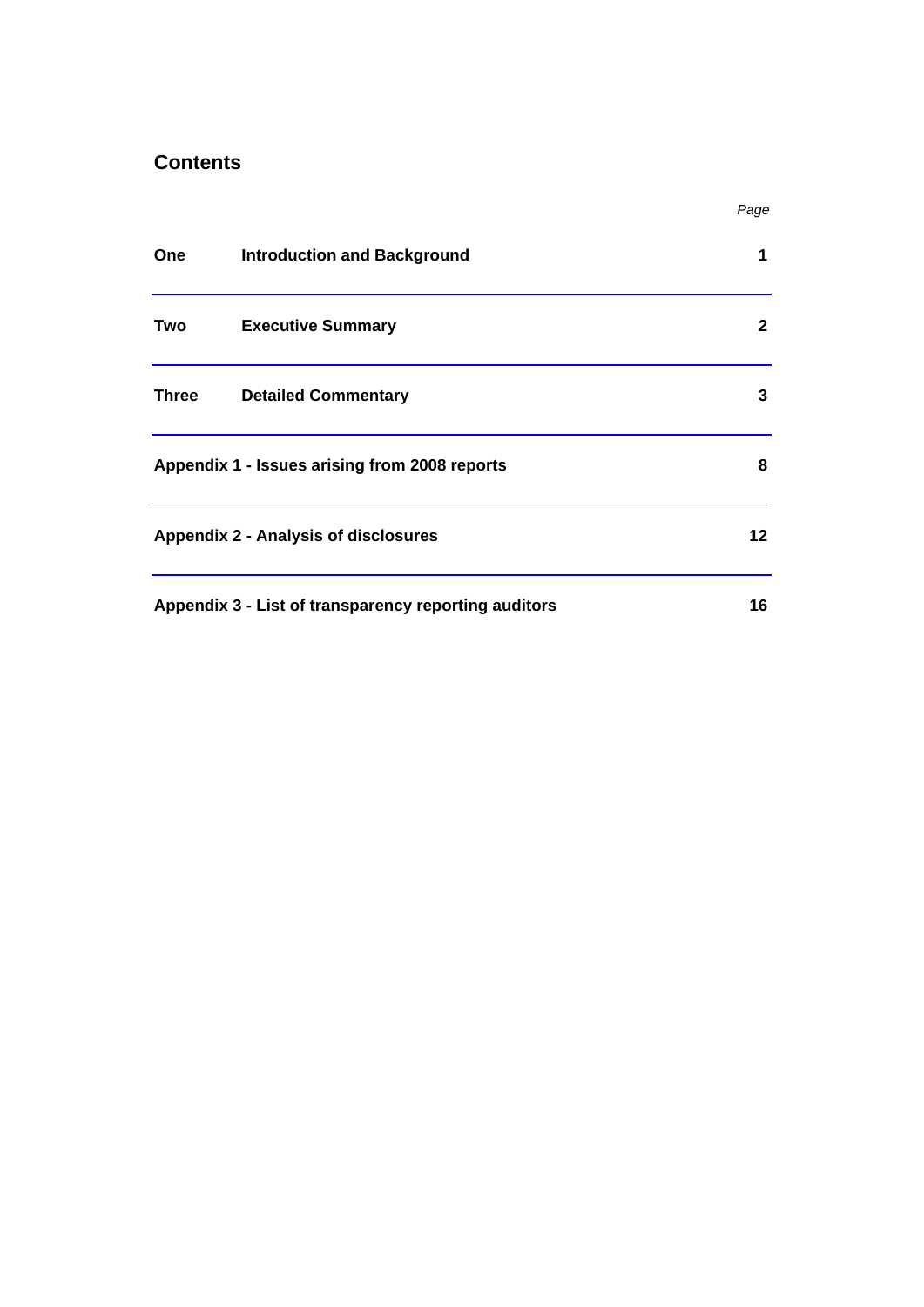## Contents

| | | *Page* |
|---|---|---|
| **One** | **Introduction and Background** | **1** |
| **Two** | **Executive Summary** | **2** |
| **Three** | **Detailed Commentary** | **3** |
| **Appendix 1 - Issues arising from 2008 reports** | | **8** |
| **Appendix 2 - Analysis of disclosures** | | **12** |
| **Appendix 3 - List of transparency reporting auditors** | | **16** |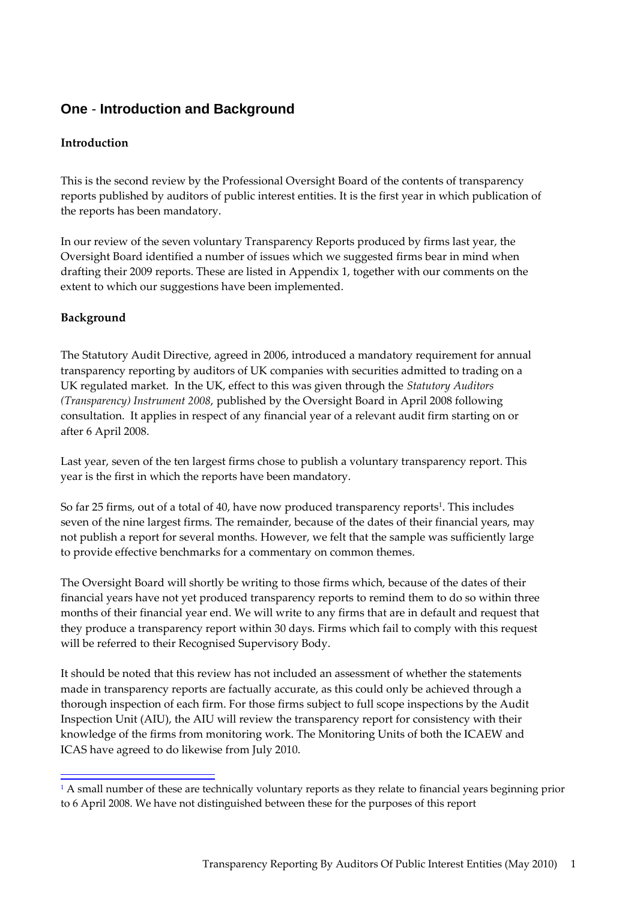## One - Introduction and Background

### Introduction

This is the second review by the Professional Oversight Board of the contents of transparency reports published by auditors of public interest entities. It is the first year in which publication of the reports has been mandatory.

In our review of the seven voluntary Transparency Reports produced by firms last year, the Oversight Board identified a number of issues which we suggested firms bear in mind when drafting their 2009 reports. These are listed in Appendix 1, together with our comments on the extent to which our suggestions have been implemented.

### Background

The Statutory Audit Directive, agreed in 2006, introduced a mandatory requirement for annual transparency reporting by auditors of UK companies with securities admitted to trading on a UK regulated market. In the UK, effect to this was given through the *Statutory Auditors (Transparency) Instrument 2008*, published by the Oversight Board in April 2008 following consultation. It applies in respect of any financial year of a relevant audit firm starting on or after 6 April 2008.

Last year, seven of the ten largest firms chose to publish a voluntary transparency report. This year is the first in which the reports have been mandatory.

So far 25 firms, out of a total of 40, have now produced transparency reports[1]. This includes seven of the nine largest firms. The remainder, because of the dates of their financial years, may not publish a report for several months. However, we felt that the sample was sufficiently large to provide effective benchmarks for a commentary on common themes.

The Oversight Board will shortly be writing to those firms which, because of the dates of their financial years have not yet produced transparency reports to remind them to do so within three months of their financial year end. We will write to any firms that are in default and request that they produce a transparency report within 30 days. Firms which fail to comply with this request will be referred to their Recognised Supervisory Body.

It should be noted that this review has not included an assessment of whether the statements made in transparency reports are factually accurate, as this could only be achieved through a thorough inspection of each firm. For those firms subject to full scope inspections by the Audit Inspection Unit (AIU), the AIU will review the transparency report for consistency with their knowledge of the firms from monitoring work. The Monitoring Units of both the ICAEW and ICAS have agreed to do likewise from July 2010.

[1] A small number of these are technically voluntary reports as they relate to financial years beginning prior to 6 April 2008. We have not distinguished between these for the purposes of this report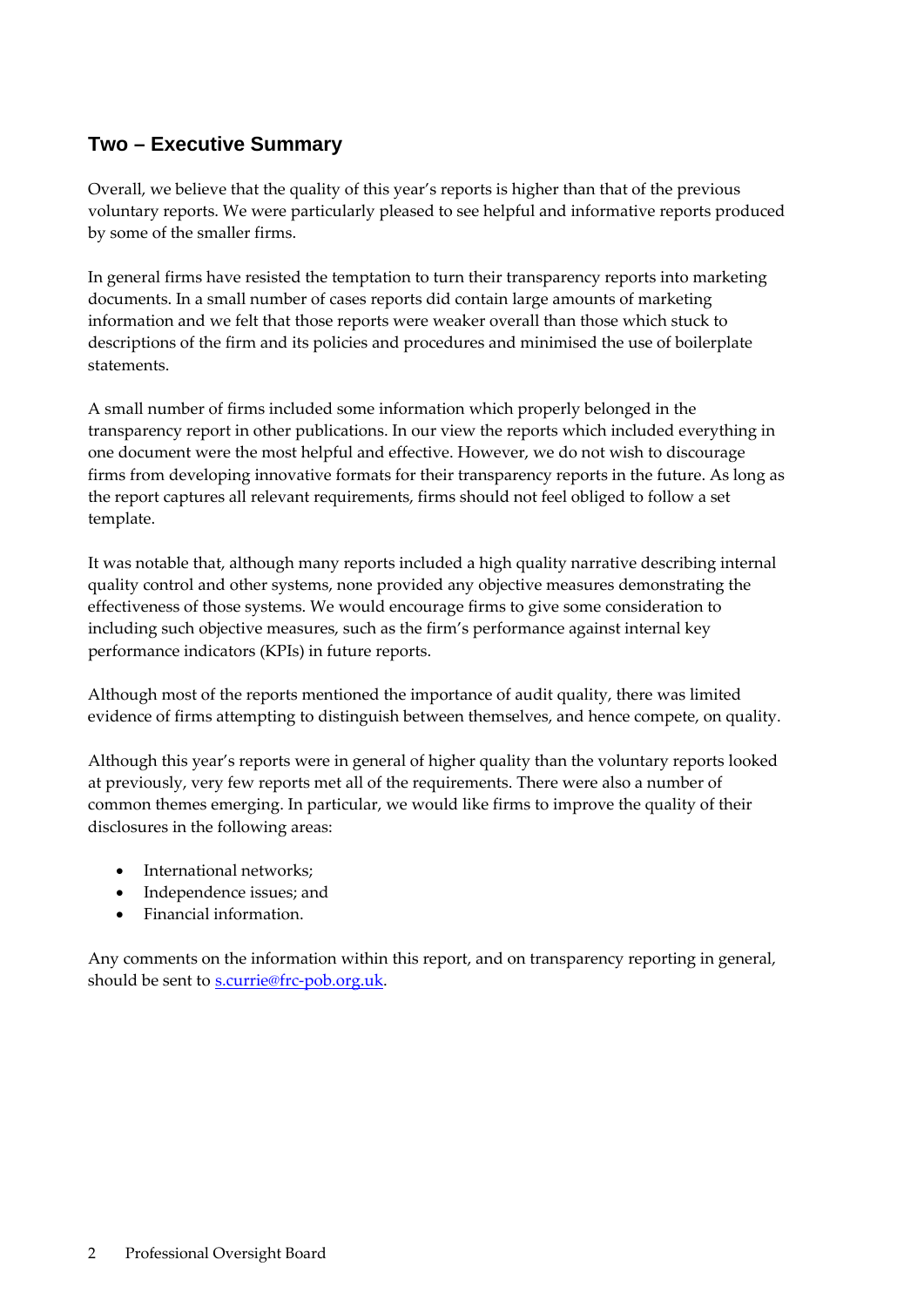## Two – Executive Summary

Overall, we believe that the quality of this year's reports is higher than that of the previous voluntary reports. We were particularly pleased to see helpful and informative reports produced by some of the smaller firms.

In general firms have resisted the temptation to turn their transparency reports into marketing documents. In a small number of cases reports did contain large amounts of marketing information and we felt that those reports were weaker overall than those which stuck to descriptions of the firm and its policies and procedures and minimised the use of boilerplate statements.

A small number of firms included some information which properly belonged in the transparency report in other publications. In our view the reports which included everything in one document were the most helpful and effective. However, we do not wish to discourage firms from developing innovative formats for their transparency reports in the future. As long as the report captures all relevant requirements, firms should not feel obliged to follow a set template.

It was notable that, although many reports included a high quality narrative describing internal quality control and other systems, none provided any objective measures demonstrating the effectiveness of those systems. We would encourage firms to give some consideration to including such objective measures, such as the firm's performance against internal key performance indicators (KPIs) in future reports.

Although most of the reports mentioned the importance of audit quality, there was limited evidence of firms attempting to distinguish between themselves, and hence compete, on quality.

Although this year's reports were in general of higher quality than the voluntary reports looked at previously, very few reports met all of the requirements. There were also a number of common themes emerging. In particular, we would like firms to improve the quality of their disclosures in the following areas:

- International networks;
- Independence issues; and
- Financial information.

Any comments on the information within this report, and on transparency reporting in general, should be sent to s.currie@frc-pob.org.uk.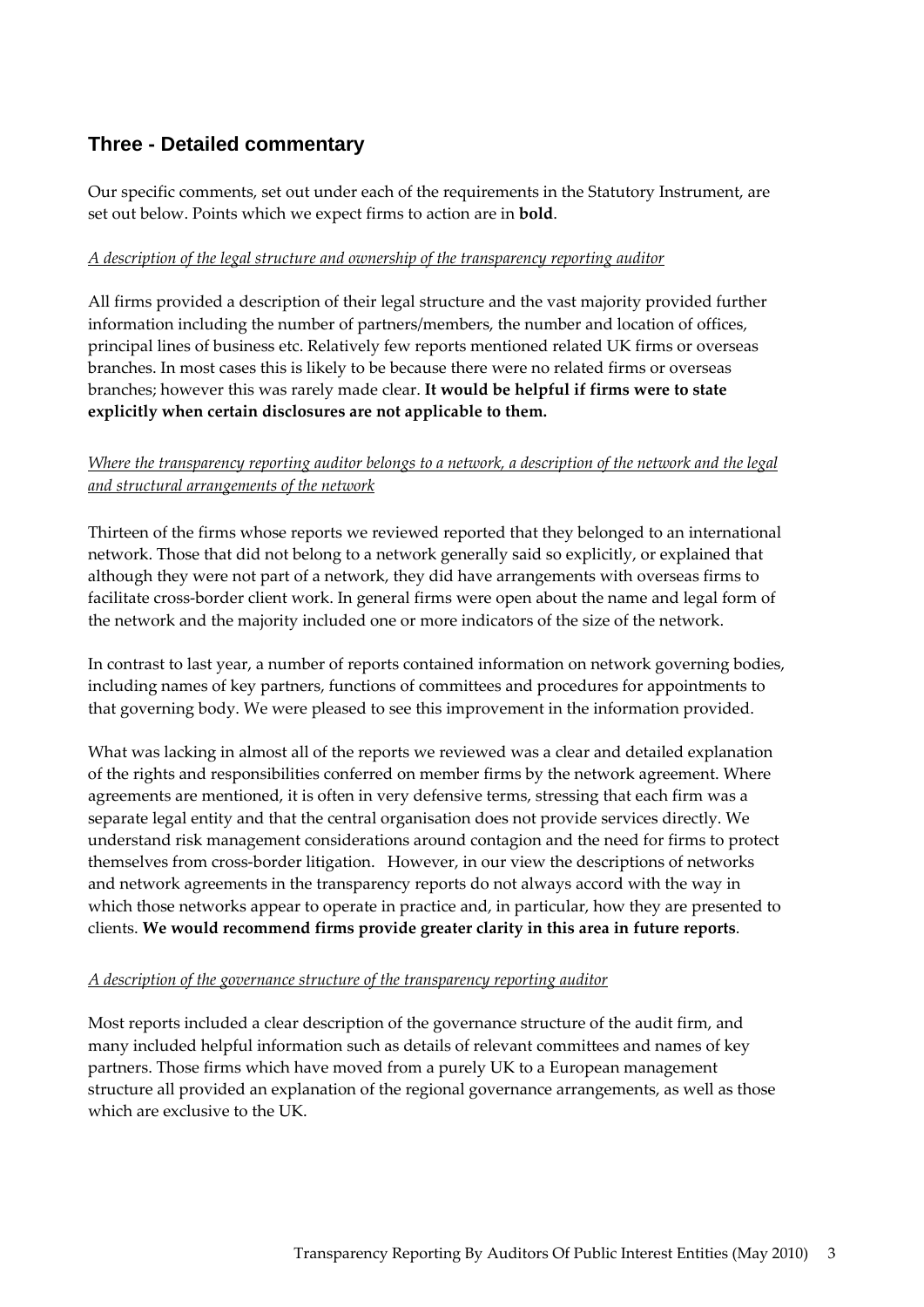## Three - Detailed commentary

Our specific comments, set out under each of the requirements in the Statutory Instrument, are set out below. Points which we expect firms to action are in **bold**.

*A description of the legal structure and ownership of the transparency reporting auditor*

All firms provided a description of their legal structure and the vast majority provided further information including the number of partners/members, the number and location of offices, principal lines of business etc. Relatively few reports mentioned related UK firms or overseas branches. In most cases this is likely to be because there were no related firms or overseas branches; however this was rarely made clear. **It would be helpful if firms were to state explicitly when certain disclosures are not applicable to them.**

*Where the transparency reporting auditor belongs to a network, a description of the network and the legal and structural arrangements of the network*

Thirteen of the firms whose reports we reviewed reported that they belonged to an international network. Those that did not belong to a network generally said so explicitly, or explained that although they were not part of a network, they did have arrangements with overseas firms to facilitate cross-border client work. In general firms were open about the name and legal form of the network and the majority included one or more indicators of the size of the network.

In contrast to last year, a number of reports contained information on network governing bodies, including names of key partners, functions of committees and procedures for appointments to that governing body. We were pleased to see this improvement in the information provided.

What was lacking in almost all of the reports we reviewed was a clear and detailed explanation of the rights and responsibilities conferred on member firms by the network agreement. Where agreements are mentioned, it is often in very defensive terms, stressing that each firm was a separate legal entity and that the central organisation does not provide services directly. We understand risk management considerations around contagion and the need for firms to protect themselves from cross-border litigation. However, in our view the descriptions of networks and network agreements in the transparency reports do not always accord with the way in which those networks appear to operate in practice and, in particular, how they are presented to clients. **We would recommend firms provide greater clarity in this area in future reports**.

*A description of the governance structure of the transparency reporting auditor*

Most reports included a clear description of the governance structure of the audit firm, and many included helpful information such as details of relevant committees and names of key partners. Those firms which have moved from a purely UK to a European management structure all provided an explanation of the regional governance arrangements, as well as those which are exclusive to the UK.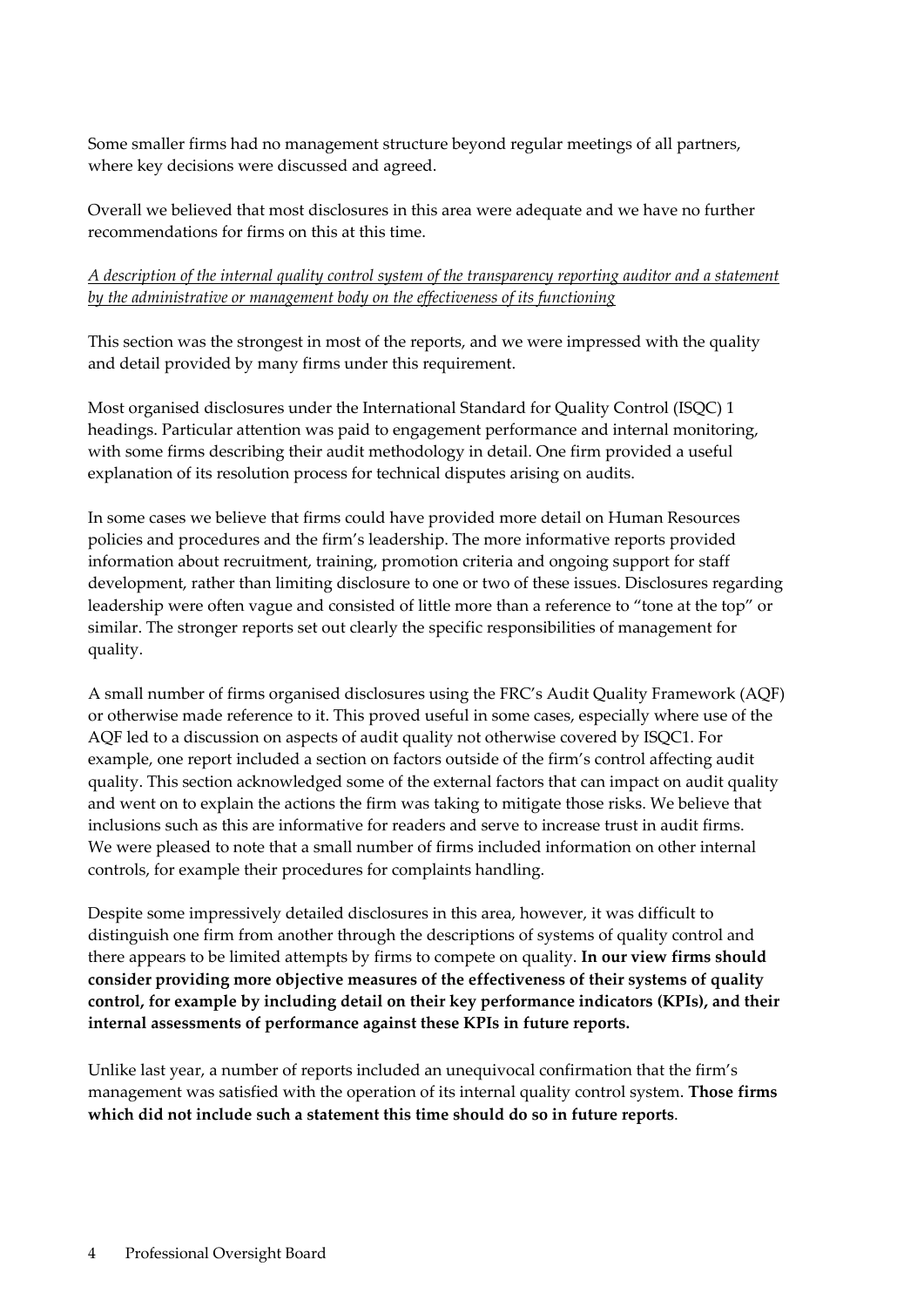Some smaller firms had no management structure beyond regular meetings of all partners, where key decisions were discussed and agreed.

Overall we believed that most disclosures in this area were adequate and we have no further recommendations for firms on this at this time.

*A description of the internal quality control system of the transparency reporting auditor and a statement by the administrative or management body on the effectiveness of its functioning*

This section was the strongest in most of the reports, and we were impressed with the quality and detail provided by many firms under this requirement.

Most organised disclosures under the International Standard for Quality Control (ISQC) 1 headings. Particular attention was paid to engagement performance and internal monitoring, with some firms describing their audit methodology in detail. One firm provided a useful explanation of its resolution process for technical disputes arising on audits.

In some cases we believe that firms could have provided more detail on Human Resources policies and procedures and the firm's leadership. The more informative reports provided information about recruitment, training, promotion criteria and ongoing support for staff development, rather than limiting disclosure to one or two of these issues. Disclosures regarding leadership were often vague and consisted of little more than a reference to "tone at the top" or similar. The stronger reports set out clearly the specific responsibilities of management for quality.

A small number of firms organised disclosures using the FRC's Audit Quality Framework (AQF) or otherwise made reference to it. This proved useful in some cases, especially where use of the AQF led to a discussion on aspects of audit quality not otherwise covered by ISQC1. For example, one report included a section on factors outside of the firm's control affecting audit quality. This section acknowledged some of the external factors that can impact on audit quality and went on to explain the actions the firm was taking to mitigate those risks. We believe that inclusions such as this are informative for readers and serve to increase trust in audit firms. We were pleased to note that a small number of firms included information on other internal controls, for example their procedures for complaints handling.

Despite some impressively detailed disclosures in this area, however, it was difficult to distinguish one firm from another through the descriptions of systems of quality control and there appears to be limited attempts by firms to compete on quality. **In our view firms should consider providing more objective measures of the effectiveness of their systems of quality control, for example by including detail on their key performance indicators (KPIs), and their internal assessments of performance against these KPIs in future reports.**

Unlike last year, a number of reports included an unequivocal confirmation that the firm's management was satisfied with the operation of its internal quality control system. **Those firms which did not include such a statement this time should do so in future reports**.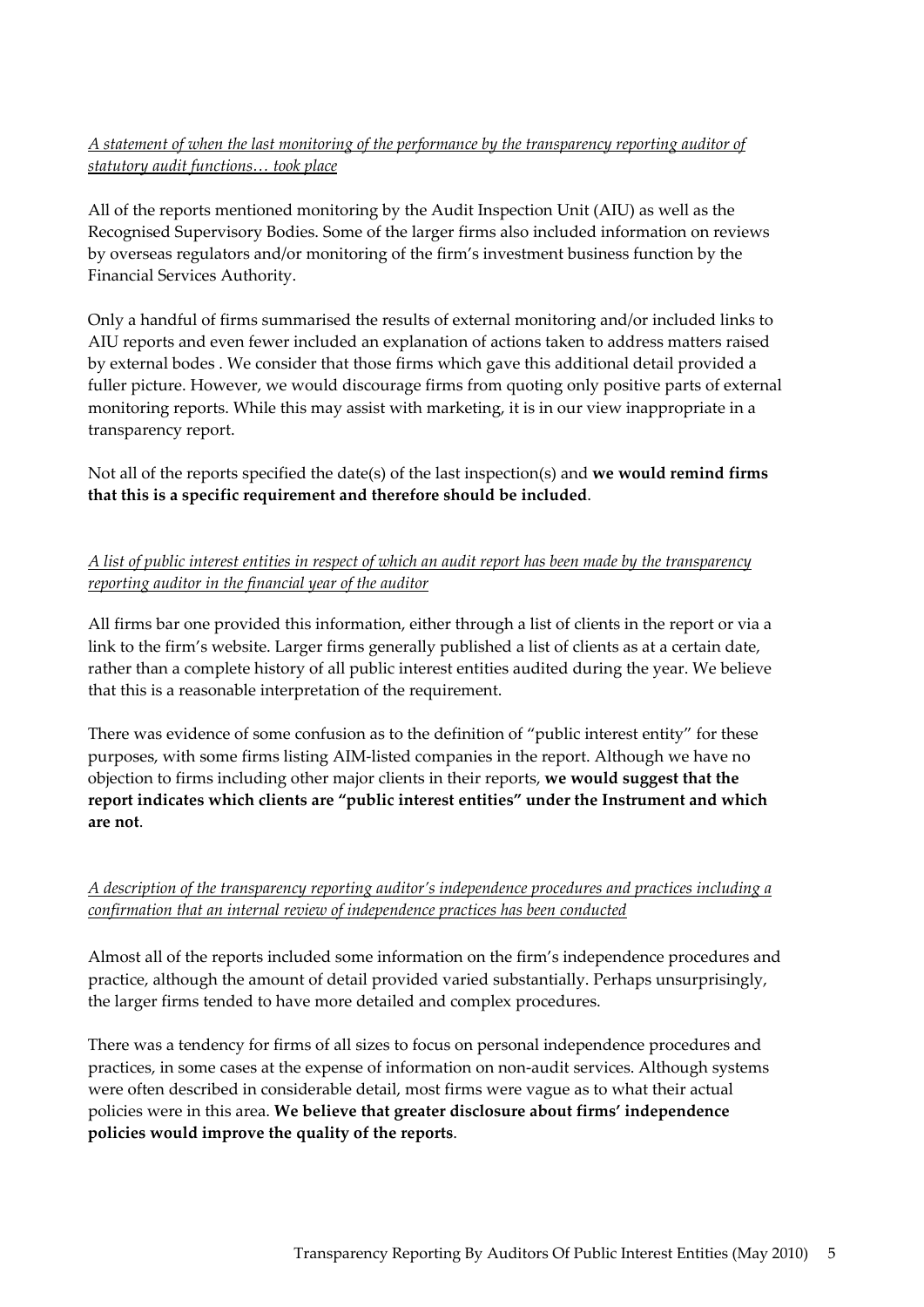*A statement of when the last monitoring of the performance by the transparency reporting auditor of statutory audit functions… took place*

All of the reports mentioned monitoring by the Audit Inspection Unit (AIU) as well as the Recognised Supervisory Bodies. Some of the larger firms also included information on reviews by overseas regulators and/or monitoring of the firm's investment business function by the Financial Services Authority.

Only a handful of firms summarised the results of external monitoring and/or included links to AIU reports and even fewer included an explanation of actions taken to address matters raised by external bodes . We consider that those firms which gave this additional detail provided a fuller picture. However, we would discourage firms from quoting only positive parts of external monitoring reports. While this may assist with marketing, it is in our view inappropriate in a transparency report.

Not all of the reports specified the date(s) of the last inspection(s) and **we would remind firms that this is a specific requirement and therefore should be included**.

*A list of public interest entities in respect of which an audit report has been made by the transparency reporting auditor in the financial year of the auditor*

All firms bar one provided this information, either through a list of clients in the report or via a link to the firm's website. Larger firms generally published a list of clients as at a certain date, rather than a complete history of all public interest entities audited during the year. We believe that this is a reasonable interpretation of the requirement.

There was evidence of some confusion as to the definition of "public interest entity" for these purposes, with some firms listing AIM-listed companies in the report. Although we have no objection to firms including other major clients in their reports, **we would suggest that the report indicates which clients are "public interest entities" under the Instrument and which are not**.

*A description of the transparency reporting auditor's independence procedures and practices including a confirmation that an internal review of independence practices has been conducted*

Almost all of the reports included some information on the firm's independence procedures and practice, although the amount of detail provided varied substantially. Perhaps unsurprisingly, the larger firms tended to have more detailed and complex procedures.

There was a tendency for firms of all sizes to focus on personal independence procedures and practices, in some cases at the expense of information on non-audit services. Although systems were often described in considerable detail, most firms were vague as to what their actual policies were in this area. **We believe that greater disclosure about firms' independence policies would improve the quality of the reports**.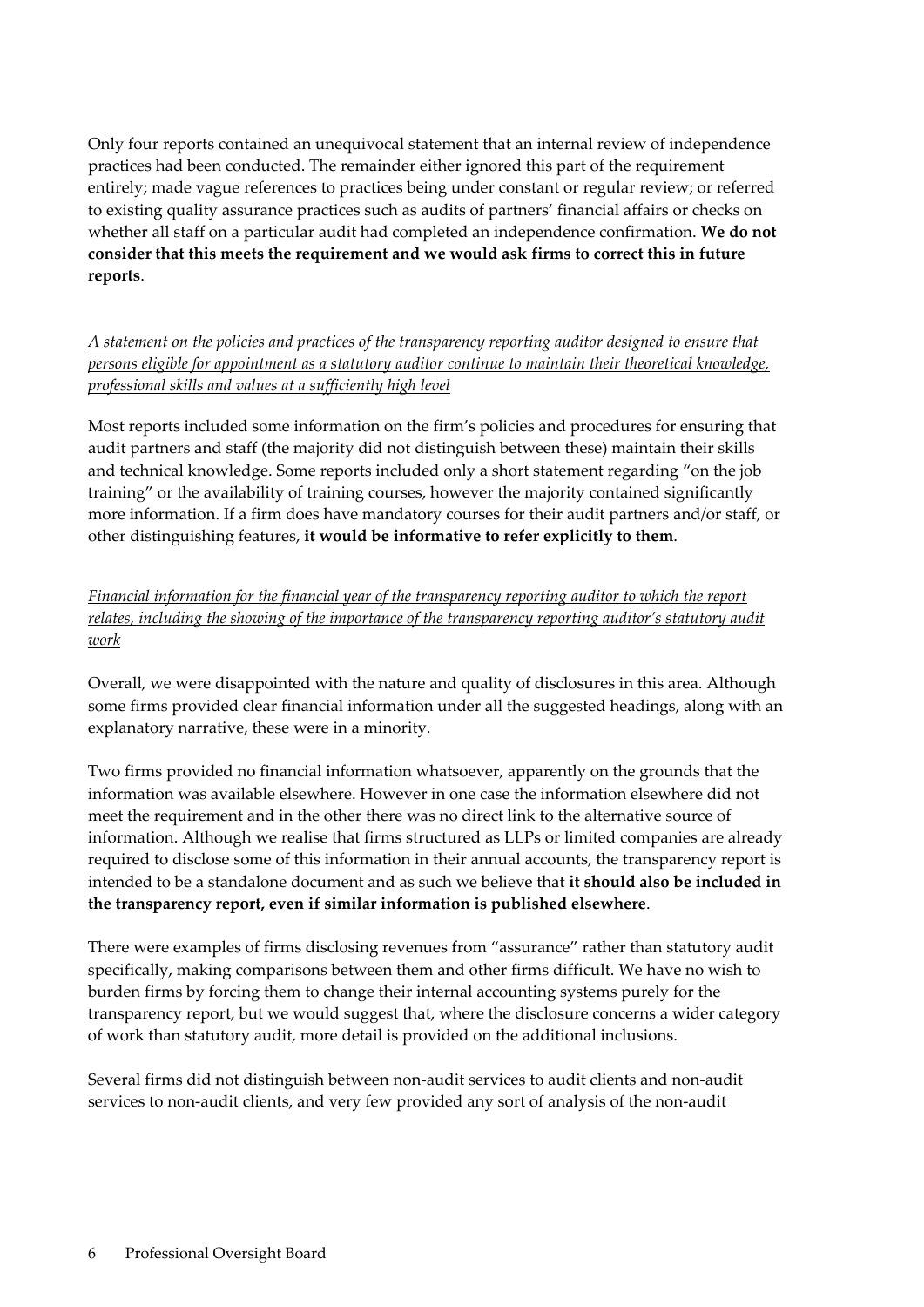Only four reports contained an unequivocal statement that an internal review of independence practices had been conducted. The remainder either ignored this part of the requirement entirely; made vague references to practices being under constant or regular review; or referred to existing quality assurance practices such as audits of partners' financial affairs or checks on whether all staff on a particular audit had completed an independence confirmation. **We do not consider that this meets the requirement and we would ask firms to correct this in future reports**.

*A statement on the policies and practices of the transparency reporting auditor designed to ensure that persons eligible for appointment as a statutory auditor continue to maintain their theoretical knowledge, professional skills and values at a sufficiently high level*

Most reports included some information on the firm's policies and procedures for ensuring that audit partners and staff (the majority did not distinguish between these) maintain their skills and technical knowledge. Some reports included only a short statement regarding "on the job training" or the availability of training courses, however the majority contained significantly more information. If a firm does have mandatory courses for their audit partners and/or staff, or other distinguishing features, **it would be informative to refer explicitly to them**.

*Financial information for the financial year of the transparency reporting auditor to which the report relates, including the showing of the importance of the transparency reporting auditor's statutory audit work*

Overall, we were disappointed with the nature and quality of disclosures in this area. Although some firms provided clear financial information under all the suggested headings, along with an explanatory narrative, these were in a minority.

Two firms provided no financial information whatsoever, apparently on the grounds that the information was available elsewhere. However in one case the information elsewhere did not meet the requirement and in the other there was no direct link to the alternative source of information. Although we realise that firms structured as LLPs or limited companies are already required to disclose some of this information in their annual accounts, the transparency report is intended to be a standalone document and as such we believe that **it should also be included in the transparency report, even if similar information is published elsewhere**.

There were examples of firms disclosing revenues from "assurance" rather than statutory audit specifically, making comparisons between them and other firms difficult. We have no wish to burden firms by forcing them to change their internal accounting systems purely for the transparency report, but we would suggest that, where the disclosure concerns a wider category of work than statutory audit, more detail is provided on the additional inclusions.

Several firms did not distinguish between non-audit services to audit clients and non-audit services to non-audit clients, and very few provided any sort of analysis of the non-audit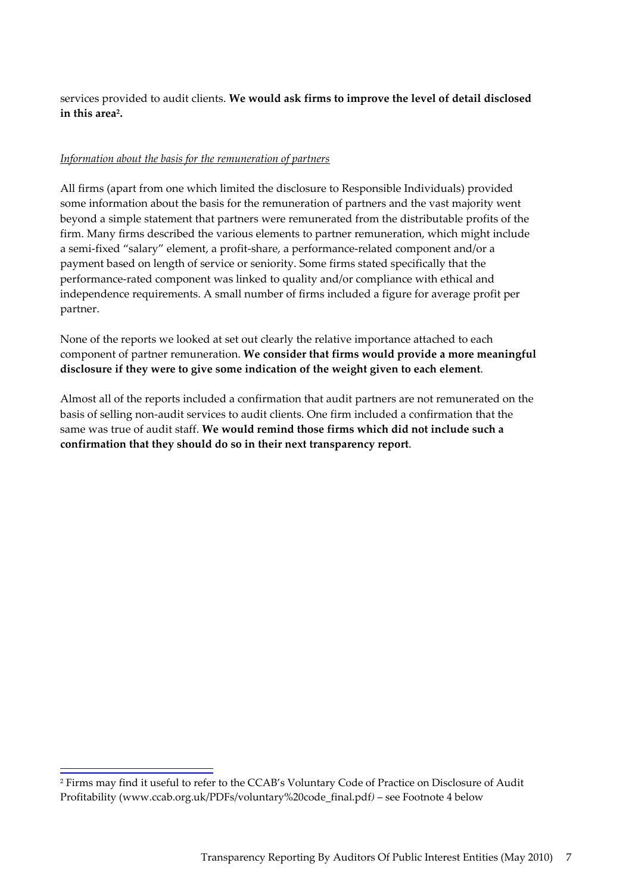services provided to audit clients. **We would ask firms to improve the level of detail disclosed in this area[2].**

*Information about the basis for the remuneration of partners*

All firms (apart from one which limited the disclosure to Responsible Individuals) provided some information about the basis for the remuneration of partners and the vast majority went beyond a simple statement that partners were remunerated from the distributable profits of the firm. Many firms described the various elements to partner remuneration, which might include a semi-fixed "salary" element, a profit-share, a performance-related component and/or a payment based on length of service or seniority. Some firms stated specifically that the performance-rated component was linked to quality and/or compliance with ethical and independence requirements. A small number of firms included a figure for average profit per partner.

None of the reports we looked at set out clearly the relative importance attached to each component of partner remuneration. **We consider that firms would provide a more meaningful disclosure if they were to give some indication of the weight given to each element**.

Almost all of the reports included a confirmation that audit partners are not remunerated on the basis of selling non-audit services to audit clients. One firm included a confirmation that the same was true of audit staff. **We would remind those firms which did not include such a confirmation that they should do so in their next transparency report**.

---

[2] Firms may find it useful to refer to the CCAB's Voluntary Code of Practice on Disclosure of Audit Profitability (www.ccab.org.uk/PDFs/voluntary%20code_final.pdf) – see Footnote 4 below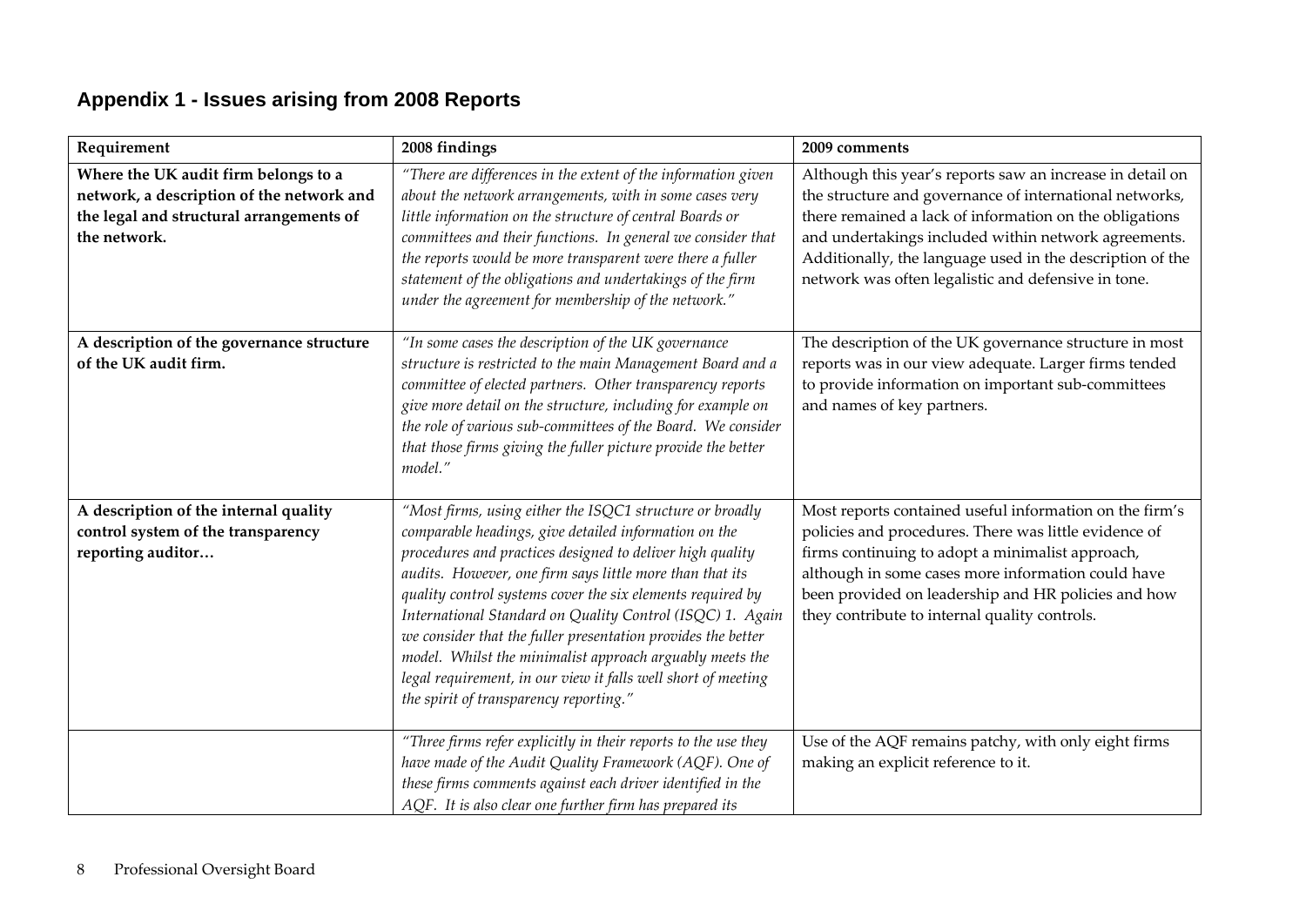## Appendix 1 - Issues arising from 2008 Reports

| Requirement | 2008 findings | 2009 comments |
|---|---|---|
| **Where the UK audit firm belongs to a network, a description of the network and the legal and structural arrangements of the network.** | *"There are differences in the extent of the information given about the network arrangements, with in some cases very little information on the structure of central Boards or committees and their functions. In general we consider that the reports would be more transparent were there a fuller statement of the obligations and undertakings of the firm under the agreement for membership of the network."* | Although this year's reports saw an increase in detail on the structure and governance of international networks, there remained a lack of information on the obligations and undertakings included within network agreements. Additionally, the language used in the description of the network was often legalistic and defensive in tone. |
| **A description of the governance structure of the UK audit firm.** | *"In some cases the description of the UK governance structure is restricted to the main Management Board and a committee of elected partners. Other transparency reports give more detail on the structure, including for example on the role of various sub-committees of the Board. We consider that those firms giving the fuller picture provide the better model."* | The description of the UK governance structure in most reports was in our view adequate. Larger firms tended to provide information on important sub-committees and names of key partners. |
| **A description of the internal quality control system of the transparency reporting auditor…** | *"Most firms, using either the ISQC1 structure or broadly comparable headings, give detailed information on the procedures and practices designed to deliver high quality audits. However, one firm says little more than that its quality control systems cover the six elements required by International Standard on Quality Control (ISQC) 1. Again we consider that the fuller presentation provides the better model. Whilst the minimalist approach arguably meets the legal requirement, in our view it falls well short of meeting the spirit of transparency reporting."* | Most reports contained useful information on the firm's policies and procedures. There was little evidence of firms continuing to adopt a minimalist approach, although in some cases more information could have been provided on leadership and HR policies and how they contribute to internal quality controls. |
| | *"Three firms refer explicitly in their reports to the use they have made of the Audit Quality Framework (AQF). One of these firms comments against each driver identified in the AQF. It is also clear one further firm has prepared its* | Use of the AQF remains patchy, with only eight firms making an explicit reference to it. |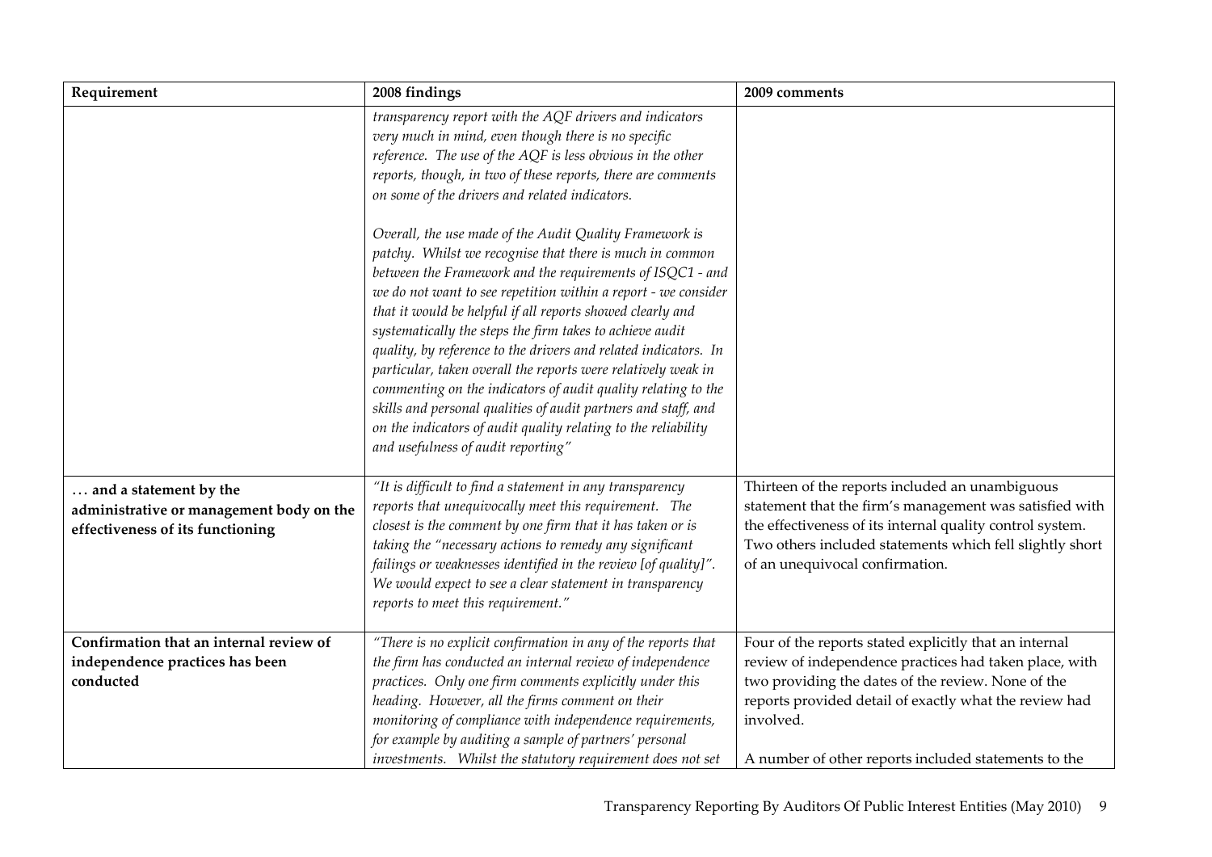| Requirement | 2008 findings | 2009 comments |
| --- | --- | --- |
| | *transparency report with the AQF drivers and indicators very much in mind, even though there is no specific reference. The use of the AQF is less obvious in the other reports, though, in two of these reports, there are comments on some of the drivers and related indicators.*<br><br>*Overall, the use made of the Audit Quality Framework is patchy. Whilst we recognise that there is much in common between the Framework and the requirements of ISQC1 - and we do not want to see repetition within a report - we consider that it would be helpful if all reports showed clearly and systematically the steps the firm takes to achieve audit quality, by reference to the drivers and related indicators. In particular, taken overall the reports were relatively weak in commenting on the indicators of audit quality relating to the skills and personal qualities of audit partners and staff, and on the indicators of audit quality relating to the reliability and usefulness of audit reporting"* | |
| **… and a statement by the administrative or management body on the effectiveness of its functioning** | *"It is difficult to find a statement in any transparency reports that unequivocally meet this requirement. The closest is the comment by one firm that it has taken or is taking the "necessary actions to remedy any significant failings or weaknesses identified in the review [of quality]". We would expect to see a clear statement in transparency reports to meet this requirement."* | Thirteen of the reports included an unambiguous statement that the firm's management was satisfied with the effectiveness of its internal quality control system. Two others included statements which fell slightly short of an unequivocal confirmation. |
| **Confirmation that an internal review of independence practices has been conducted** | *"There is no explicit confirmation in any of the reports that the firm has conducted an internal review of independence practices. Only one firm comments explicitly under this heading. However, all the firms comment on their monitoring of compliance with independence requirements, for example by auditing a sample of partners' personal investments. Whilst the statutory requirement does not set* | Four of the reports stated explicitly that an internal review of independence practices had taken place, with two providing the dates of the review. None of the reports provided detail of exactly what the review had involved.<br><br>A number of other reports included statements to the |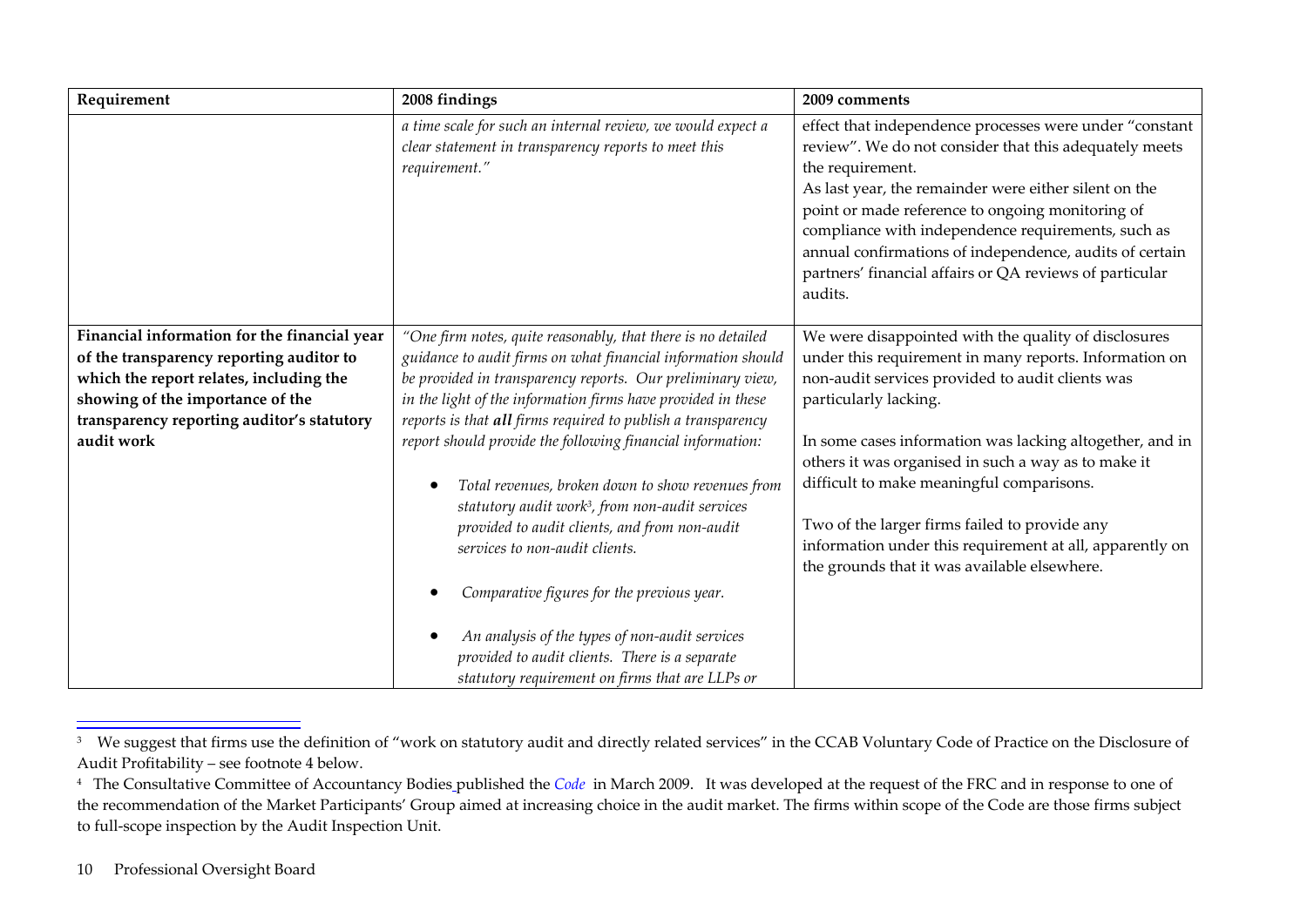| Requirement | 2008 findings | 2009 comments |
|---|---|---|
| | *a time scale for such an internal review, we would expect a clear statement in transparency reports to meet this requirement."* | effect that independence processes were under "constant review". We do not consider that this adequately meets the requirement.<br>As last year, the remainder were either silent on the point or made reference to ongoing monitoring of compliance with independence requirements, such as annual confirmations of independence, audits of certain partners' financial affairs or QA reviews of particular audits. |
| **Financial information for the financial year of the transparency reporting auditor to which the report relates, including the showing of the importance of the transparency reporting auditor's statutory audit work** | *"One firm notes, quite reasonably, that there is no detailed guidance to audit firms on what financial information should be provided in transparency reports. Our preliminary view, in the light of the information firms have provided in these reports is that **all** firms required to publish a transparency report should provide the following financial information:*<br><br>• *Total revenues, broken down to show revenues from statutory audit work[3], from non-audit services provided to audit clients, and from non-audit services to non-audit clients.*<br><br>• *Comparative figures for the previous year.*<br><br>• *An analysis of the types of non-audit services provided to audit clients. There is a separate statutory requirement on firms that are LLPs or* | We were disappointed with the quality of disclosures under this requirement in many reports. Information on non-audit services provided to audit clients was particularly lacking.<br><br>In some cases information was lacking altogether, and in others it was organised in such a way as to make it difficult to make meaningful comparisons.<br><br>Two of the larger firms failed to provide any information under this requirement at all, apparently on the grounds that it was available elsewhere. |

[3] We suggest that firms use the definition of "work on statutory audit and directly related services" in the CCAB Voluntary Code of Practice on the Disclosure of Audit Profitability – see footnote 4 below.

[4] The Consultative Committee of Accountancy Bodies published the *Code* in March 2009. It was developed at the request of the FRC and in response to one of the recommendation of the Market Participants' Group aimed at increasing choice in the audit market. The firms within scope of the Code are those firms subject to full-scope inspection by the Audit Inspection Unit.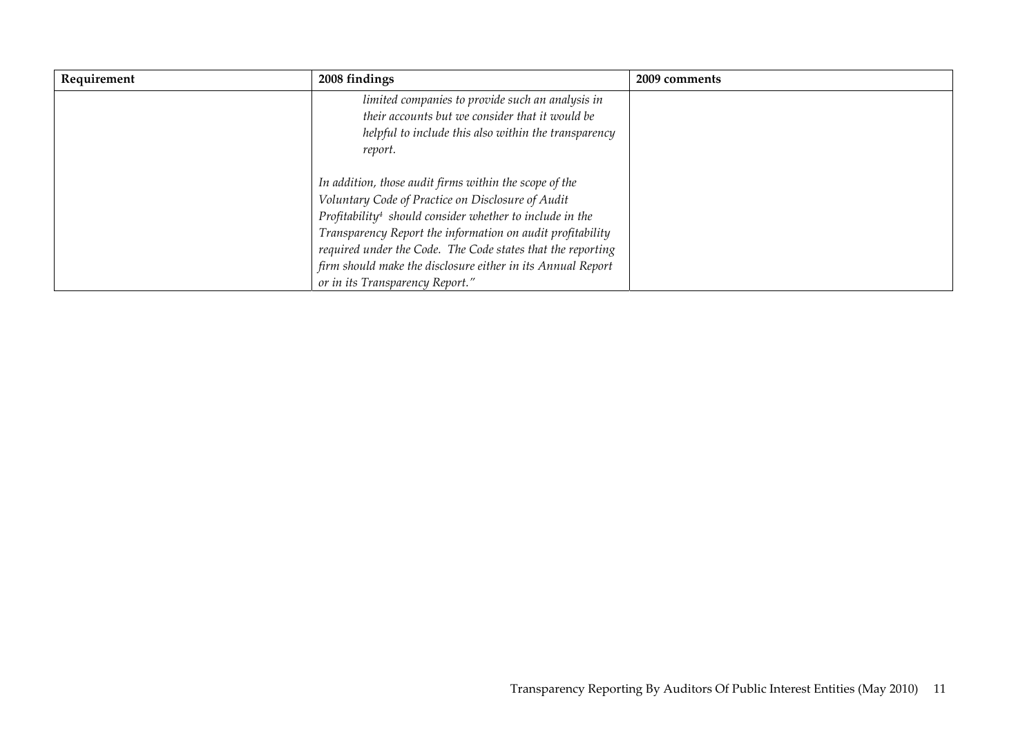| Requirement | 2008 findings | 2009 comments |
|---|---|---|
| | *limited companies to provide such an analysis in their accounts but we consider that it would be helpful to include this also within the transparency report.*<br><br>*In addition, those audit firms within the scope of the Voluntary Code of Practice on Disclosure of Audit Profitability[4] should consider whether to include in the Transparency Report the information on audit profitability required under the Code. The Code states that the reporting firm should make the disclosure either in its Annual Report or in its Transparency Report."* | |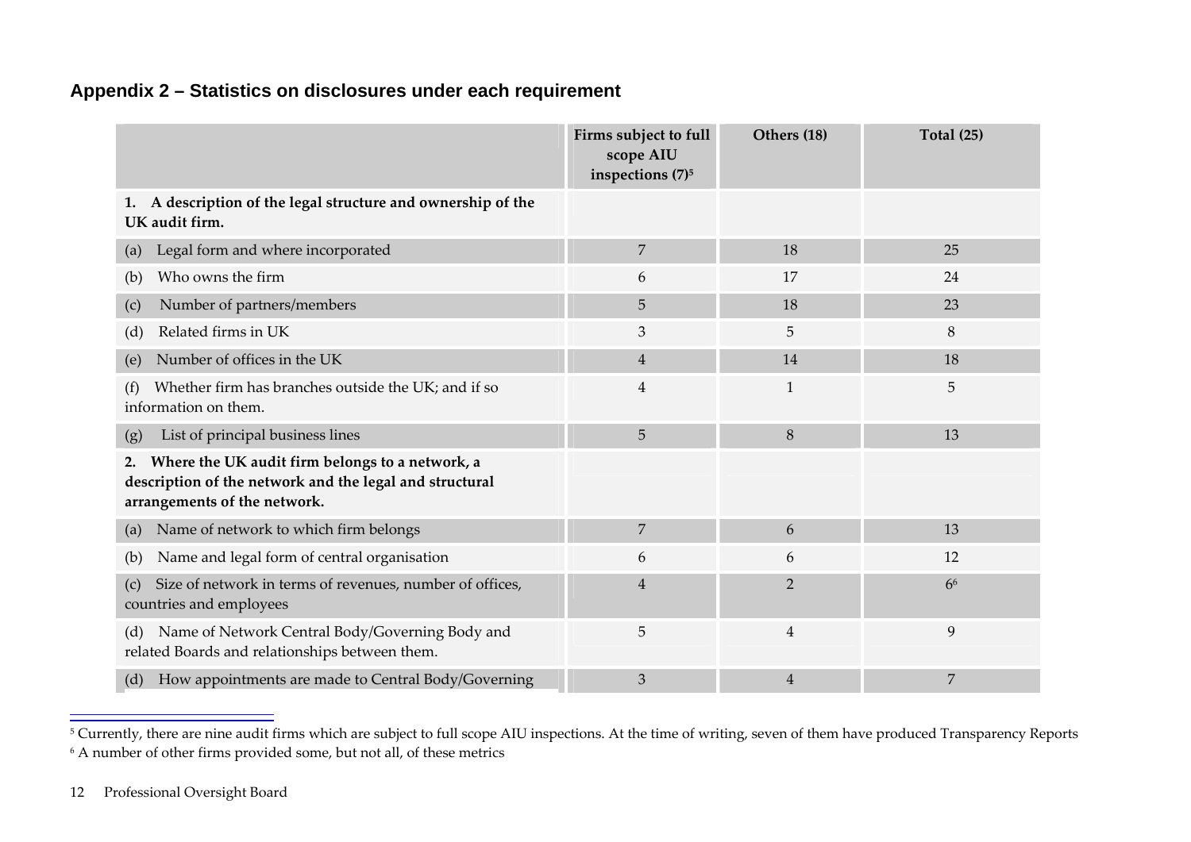## Appendix 2 – Statistics on disclosures under each requirement

| | Firms subject to full scope AIU inspections (7)[5] | Others (18) | Total (25) |
|---|---|---|---|
| **1. A description of the legal structure and ownership of the UK audit firm.** | | | |
| (a) Legal form and where incorporated | 7 | 18 | 25 |
| (b) Who owns the firm | 6 | 17 | 24 |
| (c) Number of partners/members | 5 | 18 | 23 |
| (d) Related firms in UK | 3 | 5 | 8 |
| (e) Number of offices in the UK | 4 | 14 | 18 |
| (f) Whether firm has branches outside the UK; and if so information on them. | 4 | 1 | 5 |
| (g) List of principal business lines | 5 | 8 | 13 |
| **2. Where the UK audit firm belongs to a network, a description of the network and the legal and structural arrangements of the network.** | | | |
| (a) Name of network to which firm belongs | 7 | 6 | 13 |
| (b) Name and legal form of central organisation | 6 | 6 | 12 |
| (c) Size of network in terms of revenues, number of offices, countries and employees | 4 | 2 | 6[6] |
| (d) Name of Network Central Body/Governing Body and related Boards and relationships between them. | 5 | 4 | 9 |
| (d) How appointments are made to Central Body/Governing | 3 | 4 | 7 |

[5] Currently, there are nine audit firms which are subject to full scope AIU inspections. At the time of writing, seven of them have produced Transparency Reports

[6] A number of other firms provided some, but not all, of these metrics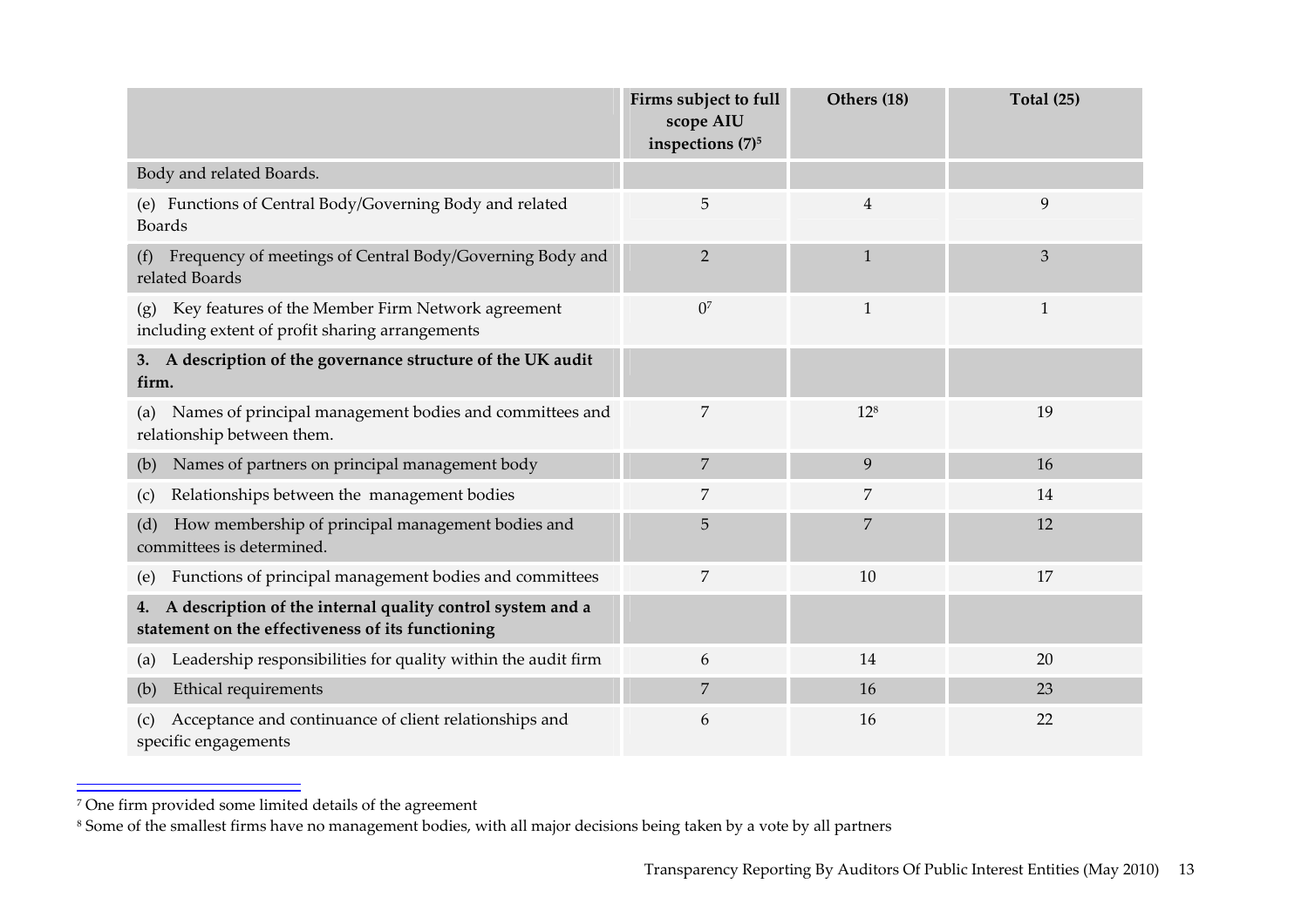| | Firms subject to full scope AIU inspections (7)[5] | Others (18) | Total (25) |
|---|---|---|---|
| Body and related Boards. | | | |
| (e) Functions of Central Body/Governing Body and related Boards | 5 | 4 | 9 |
| (f) Frequency of meetings of Central Body/Governing Body and related Boards | 2 | 1 | 3 |
| (g) Key features of the Member Firm Network agreement including extent of profit sharing arrangements | 0[7] | 1 | 1 |
| **3. A description of the governance structure of the UK audit firm.** | | | |
| (a) Names of principal management bodies and committees and relationship between them. | 7 | 12[8] | 19 |
| (b) Names of partners on principal management body | 7 | 9 | 16 |
| (c) Relationships between the management bodies | 7 | 7 | 14 |
| (d) How membership of principal management bodies and committees is determined. | 5 | 7 | 12 |
| (e) Functions of principal management bodies and committees | 7 | 10 | 17 |
| **4. A description of the internal quality control system and a statement on the effectiveness of its functioning** | | | |
| (a) Leadership responsibilities for quality within the audit firm | 6 | 14 | 20 |
| (b) Ethical requirements | 7 | 16 | 23 |
| (c) Acceptance and continuance of client relationships and specific engagements | 6 | 16 | 22 |

[7] One firm provided some limited details of the agreement

[8] Some of the smallest firms have no management bodies, with all major decisions being taken by a vote by all partners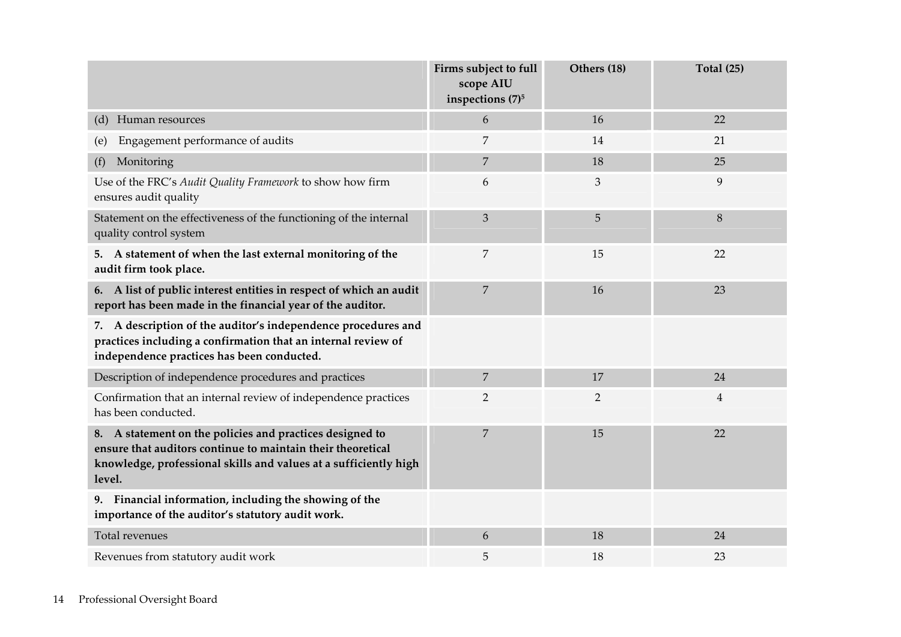| | Firms subject to full scope AIU inspections (7)[5] | Others (18) | Total (25) |
|---|---|---|---|
| (d) Human resources | 6 | 16 | 22 |
| (e) Engagement performance of audits | 7 | 14 | 21 |
| (f) Monitoring | 7 | 18 | 25 |
| Use of the FRC's *Audit Quality Framework* to show how firm ensures audit quality | 6 | 3 | 9 |
| Statement on the effectiveness of the functioning of the internal quality control system | 3 | 5 | 8 |
| **5. A statement of when the last external monitoring of the audit firm took place.** | 7 | 15 | 22 |
| **6. A list of public interest entities in respect of which an audit report has been made in the financial year of the auditor.** | 7 | 16 | 23 |
| **7. A description of the auditor's independence procedures and practices including a confirmation that an internal review of independence practices has been conducted.** | | | |
| Description of independence procedures and practices | 7 | 17 | 24 |
| Confirmation that an internal review of independence practices has been conducted. | 2 | 2 | 4 |
| **8. A statement on the policies and practices designed to ensure that auditors continue to maintain their theoretical knowledge, professional skills and values at a sufficiently high level.** | 7 | 15 | 22 |
| **9. Financial information, including the showing of the importance of the auditor's statutory audit work.** | | | |
| Total revenues | 6 | 18 | 24 |
| Revenues from statutory audit work | 5 | 18 | 23 |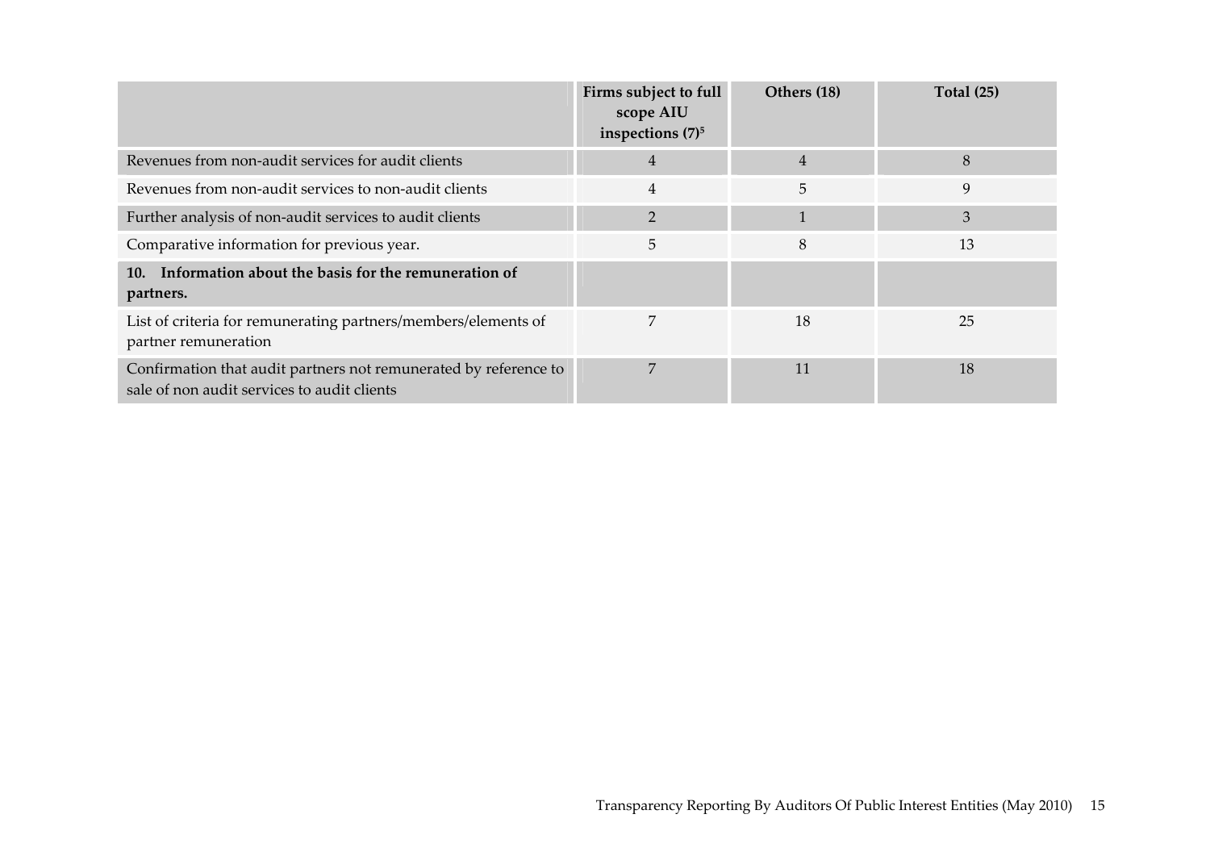| | Firms subject to full scope AIU inspections (7)[5] | Others (18) | Total (25) |
|---|---|---|---|
| Revenues from non-audit services for audit clients | 4 | 4 | 8 |
| Revenues from non-audit services to non-audit clients | 4 | 5 | 9 |
| Further analysis of non-audit services to audit clients | 2 | 1 | 3 |
| Comparative information for previous year. | 5 | 8 | 13 |
| **10. Information about the basis for the remuneration of partners.** | | | |
| List of criteria for remunerating partners/members/elements of partner remuneration | 7 | 18 | 25 |
| Confirmation that audit partners not remunerated by reference to sale of non audit services to audit clients | 7 | 11 | 18 |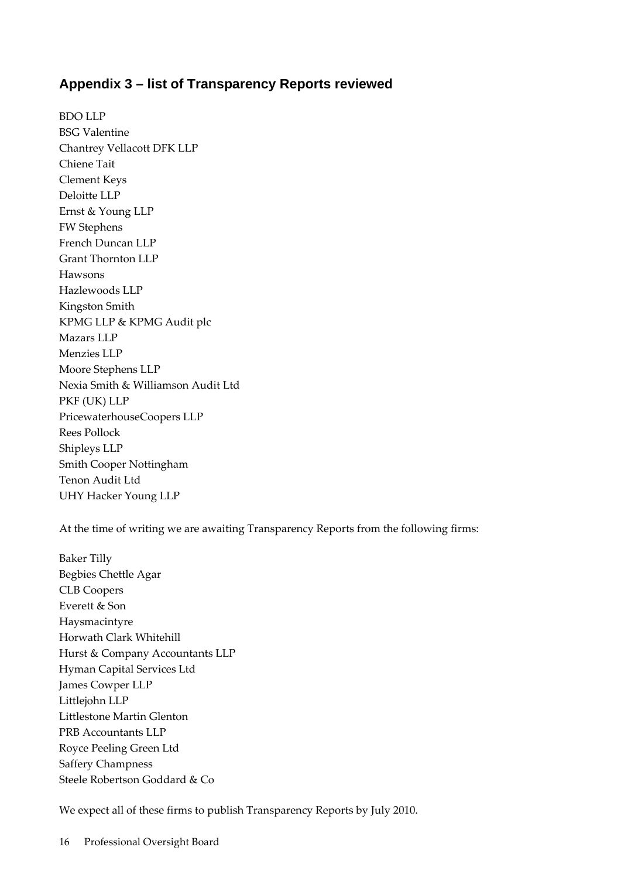## Appendix 3 – list of Transparency Reports reviewed

BDO LLP
BSG Valentine
Chantrey Vellacott DFK LLP
Chiene Tait
Clement Keys
Deloitte LLP
Ernst & Young LLP
FW Stephens
French Duncan LLP
Grant Thornton LLP
Hawsons
Hazlewoods LLP
Kingston Smith
KPMG LLP & KPMG Audit plc
Mazars LLP
Menzies LLP
Moore Stephens LLP
Nexia Smith & Williamson Audit Ltd
PKF (UK) LLP
PricewaterhouseCoopers LLP
Rees Pollock
Shipleys LLP
Smith Cooper Nottingham
Tenon Audit Ltd
UHY Hacker Young LLP

At the time of writing we are awaiting Transparency Reports from the following firms:

Baker Tilly
Begbies Chettle Agar
CLB Coopers
Everett & Son
Haysmacintyre
Horwath Clark Whitehill
Hurst & Company Accountants LLP
Hyman Capital Services Ltd
James Cowper LLP
Littlejohn LLP
Littlestone Martin Glenton
PRB Accountants LLP
Royce Peeling Green Ltd
Saffery Champness
Steele Robertson Goddard & Co

We expect all of these firms to publish Transparency Reports by July 2010.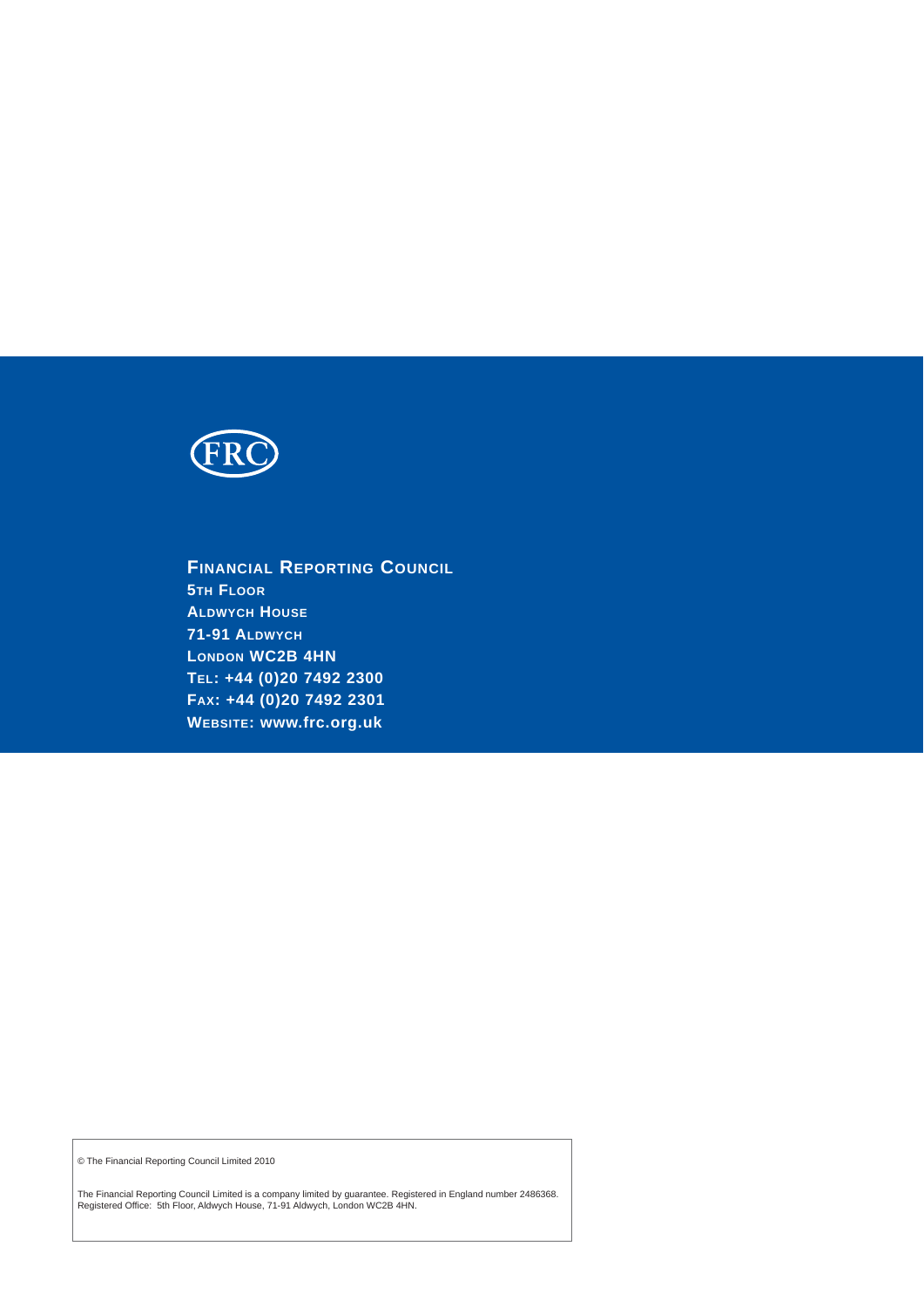FRC

**FINANCIAL REPORTING COUNCIL**
**5TH FLOOR**
**ALDWYCH HOUSE**
**71-91 ALDWYCH**
**LONDON WC2B 4HN**
**TEL: +44 (0)20 7492 2300**
**FAX: +44 (0)20 7492 2301**
**WEBSITE: www.frc.org.uk**

© The Financial Reporting Council Limited 2010

The Financial Reporting Council Limited is a company limited by guarantee. Registered in England number 2486368.
Registered Office: 5th Floor, Aldwych House, 71-91 Aldwych, London WC2B 4HN.